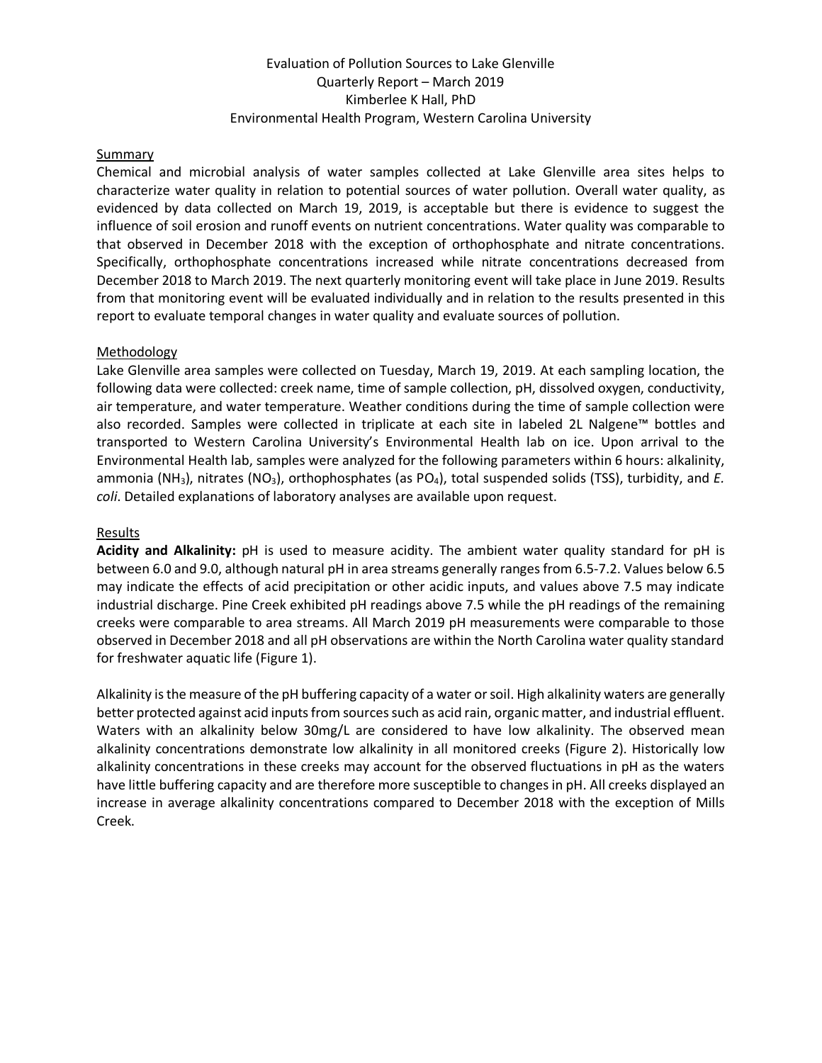# Evaluation of Pollution Sources to Lake Glenville
## Quarterly Report – March 2019
Kimberlee K Hall, PhD

Environmental Health Program, Western Carolina University

## Summary

Chemical and microbial analysis of water samples collected at Lake Glenville area sites helps to characterize water quality in relation to potential sources of water pollution. Overall water quality, as evidenced by data collected on March 19, 2019, is acceptable but there is evidence to suggest the influence of soil erosion and runoff events on nutrient concentrations. Water quality was comparable to that observed in December 2018 with the exception of orthophosphate and nitrate concentrations. Specifically, orthophosphate concentrations increased while nitrate concentrations decreased from December 2018 to March 2019. The next quarterly monitoring event will take place in June 2019. Results from that monitoring event will be evaluated individually and in relation to the results presented in this report to evaluate temporal changes in water quality and evaluate sources of pollution.

## Methodology

Lake Glenville area samples were collected on Tuesday, March 19, 2019. At each sampling location, the following data were collected: creek name, time of sample collection, pH, dissolved oxygen, conductivity, air temperature, and water temperature. Weather conditions during the time of sample collection were also recorded. Samples were collected in triplicate at each site in labeled 2L Nalgene™ bottles and transported to Western Carolina University's Environmental Health lab on ice. Upon arrival to the Environmental Health lab, samples were analyzed for the following parameters within 6 hours: alkalinity, ammonia ($NH_3$), nitrates ($NO_3$), orthophosphates (as $PO_4$), total suspended solids (TSS), turbidity, and *E. coli*. Detailed explanations of laboratory analyses are available upon request.

## Results

**Acidity and Alkalinity:** pH is used to measure acidity. The ambient water quality standard for pH is between 6.0 and 9.0, although natural pH in area streams generally ranges from 6.5-7.2. Values below 6.5 may indicate the effects of acid precipitation or other acidic inputs, and values above 7.5 may indicate industrial discharge. Pine Creek exhibited pH readings above 7.5 while the pH readings of the remaining creeks were comparable to area streams. All March 2019 pH measurements were comparable to those observed in December 2018 and all pH observations are within the North Carolina water quality standard for freshwater aquatic life (Figure 1).

Alkalinity is the measure of the pH buffering capacity of a water or soil. High alkalinity waters are generally better protected against acid inputs from sources such as acid rain, organic matter, and industrial effluent. Waters with an alkalinity below 30mg/L are considered to have low alkalinity. The observed mean alkalinity concentrations demonstrate low alkalinity in all monitored creeks (Figure 2). Historically low alkalinity concentrations in these creeks may account for the observed fluctuations in pH as the waters have little buffering capacity and are therefore more susceptible to changes in pH. All creeks displayed an increase in average alkalinity concentrations compared to December 2018 with the exception of Mills Creek.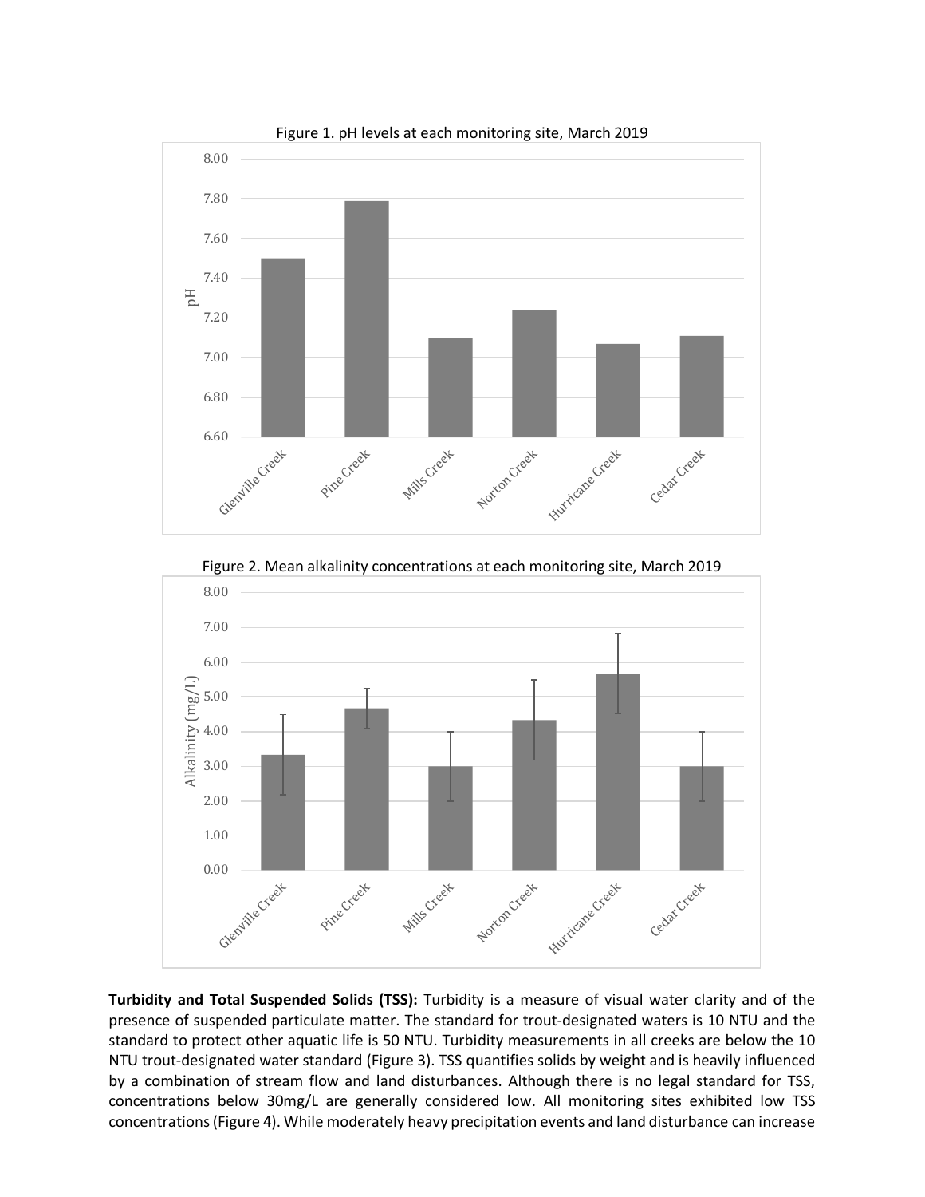Figure 1. pH levels at each monitoring site, March 2019

Figure 2. Mean alkalinity concentrations at each monitoring site, March 2019

**Turbidity and Total Suspended Solids (TSS):** Turbidity is a measure of visual water clarity and of the presence of suspended particulate matter. The standard for trout-designated waters is 10 NTU and the standard to protect other aquatic life is 50 NTU. Turbidity measurements in all creeks are below the 10 NTU trout-designated water standard (Figure 3). TSS quantifies solids by weight and is heavily influenced by a combination of stream flow and land disturbances. Although there is no legal standard for TSS, concentrations below 30mg/L are generally considered low. All monitoring sites exhibited low TSS concentrations (Figure 4). While moderately heavy precipitation events and land disturbance can increase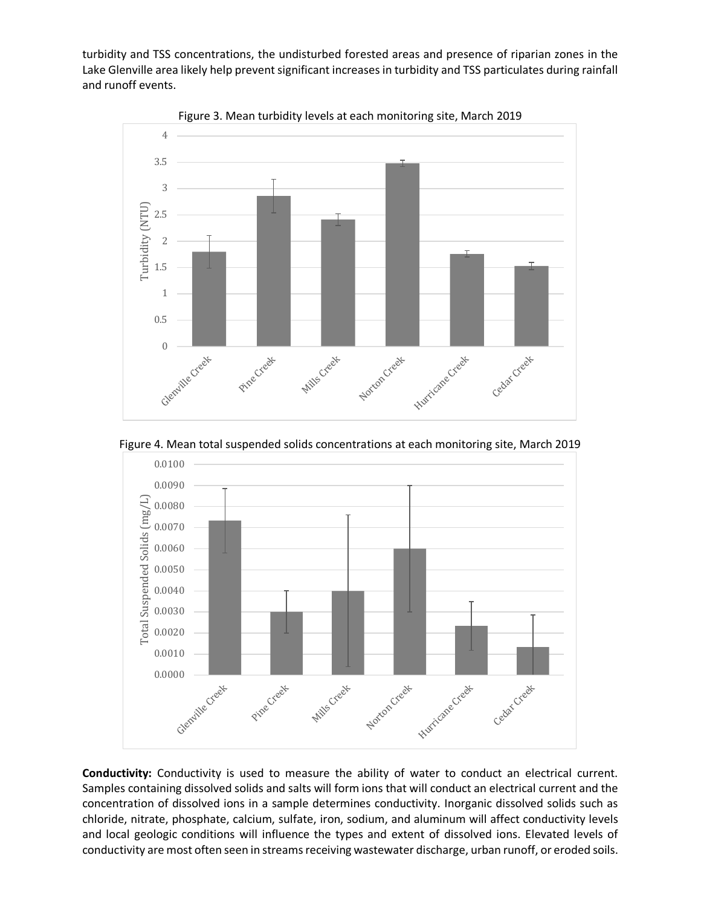turbidity and TSS concentrations, the undisturbed forested areas and presence of riparian zones in the Lake Glenville area likely help prevent significant increases in turbidity and TSS particulates during rainfall and runoff events.

Figure 3. Mean turbidity levels at each monitoring site, March 2019

Figure 4. Mean total suspended solids concentrations at each monitoring site, March 2019

**Conductivity:** Conductivity is used to measure the ability of water to conduct an electrical current. Samples containing dissolved solids and salts will form ions that will conduct an electrical current and the concentration of dissolved ions in a sample determines conductivity. Inorganic dissolved solids such as chloride, nitrate, phosphate, calcium, sulfate, iron, sodium, and aluminum will affect conductivity levels and local geologic conditions will influence the types and extent of dissolved ions. Elevated levels of conductivity are most often seen in streams receiving wastewater discharge, urban runoff, or eroded soils.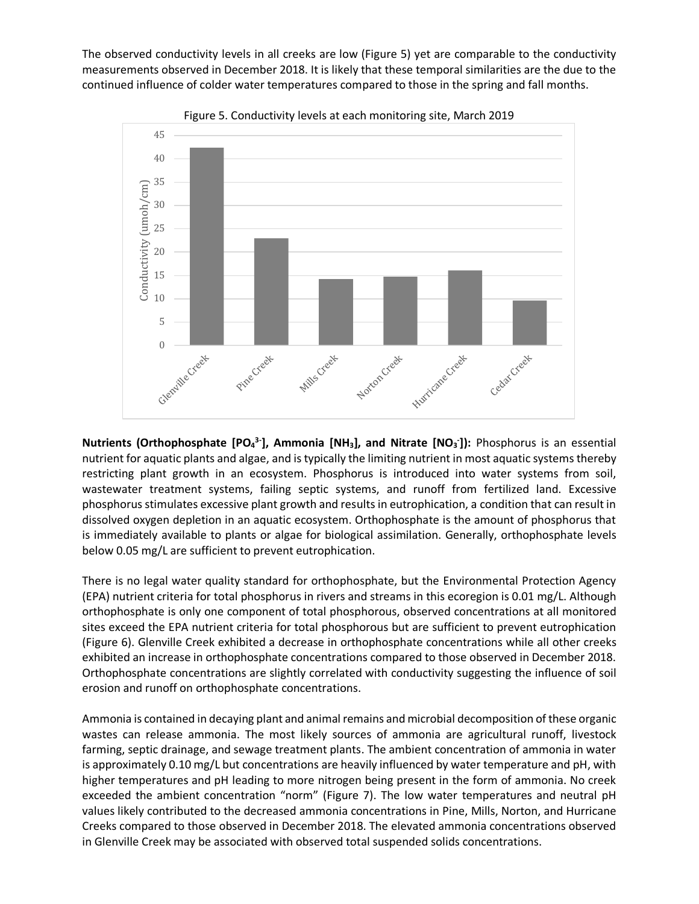The observed conductivity levels in all creeks are low (Figure 5) yet are comparable to the conductivity measurements observed in December 2018. It is likely that these temporal similarities are the due to the continued influence of colder water temperatures compared to those in the spring and fall months.

Figure 5. Conductivity levels at each monitoring site, March 2019

**Nutrients (Orthophosphate [$PO_4^{3-}$], Ammonia [$NH_3$], and Nitrate [$NO_3^-$]):** Phosphorus is an essential nutrient for aquatic plants and algae, and is typically the limiting nutrient in most aquatic systems thereby restricting plant growth in an ecosystem. Phosphorus is introduced into water systems from soil, wastewater treatment systems, failing septic systems, and runoff from fertilized land. Excessive phosphorus stimulates excessive plant growth and results in eutrophication, a condition that can result in dissolved oxygen depletion in an aquatic ecosystem. Orthophosphate is the amount of phosphorus that is immediately available to plants or algae for biological assimilation. Generally, orthophosphate levels below 0.05 mg/L are sufficient to prevent eutrophication.

There is no legal water quality standard for orthophosphate, but the Environmental Protection Agency (EPA) nutrient criteria for total phosphorus in rivers and streams in this ecoregion is 0.01 mg/L. Although orthophosphate is only one component of total phosphorous, observed concentrations at all monitored sites exceed the EPA nutrient criteria for total phosphorous but are sufficient to prevent eutrophication (Figure 6). Glenville Creek exhibited a decrease in orthophosphate concentrations while all other creeks exhibited an increase in orthophosphate concentrations compared to those observed in December 2018. Orthophosphate concentrations are slightly correlated with conductivity suggesting the influence of soil erosion and runoff on orthophosphate concentrations.

Ammonia is contained in decaying plant and animal remains and microbial decomposition of these organic wastes can release ammonia. The most likely sources of ammonia are agricultural runoff, livestock farming, septic drainage, and sewage treatment plants. The ambient concentration of ammonia in water is approximately 0.10 mg/L but concentrations are heavily influenced by water temperature and pH, with higher temperatures and pH leading to more nitrogen being present in the form of ammonia. No creek exceeded the ambient concentration "norm" (Figure 7). The low water temperatures and neutral pH values likely contributed to the decreased ammonia concentrations in Pine, Mills, Norton, and Hurricane Creeks compared to those observed in December 2018. The elevated ammonia concentrations observed in Glenville Creek may be associated with observed total suspended solids concentrations.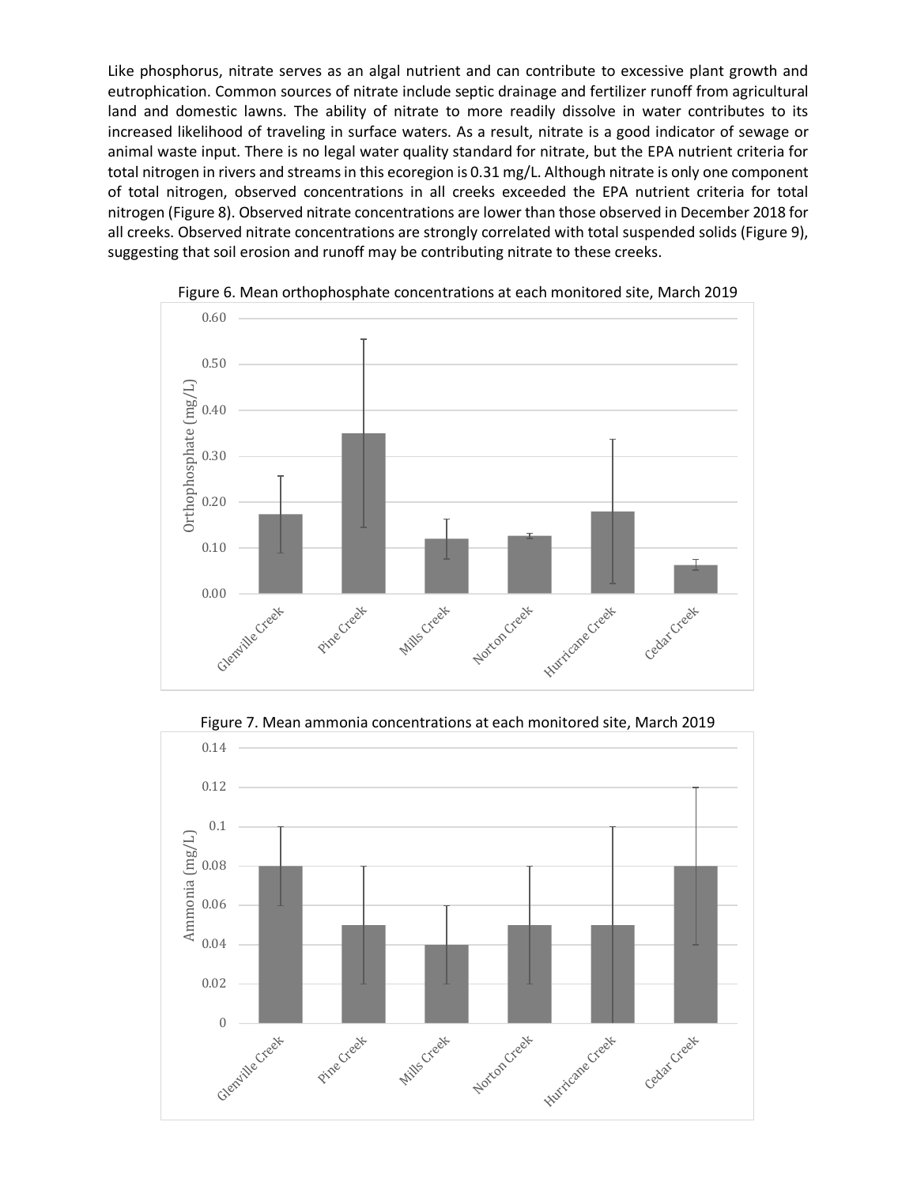Like phosphorus, nitrate serves as an algal nutrient and can contribute to excessive plant growth and eutrophication. Common sources of nitrate include septic drainage and fertilizer runoff from agricultural land and domestic lawns. The ability of nitrate to more readily dissolve in water contributes to its increased likelihood of traveling in surface waters. As a result, nitrate is a good indicator of sewage or animal waste input. There is no legal water quality standard for nitrate, but the EPA nutrient criteria for total nitrogen in rivers and streams in this ecoregion is 0.31 mg/L. Although nitrate is only one component of total nitrogen, observed concentrations in all creeks exceeded the EPA nutrient criteria for total nitrogen (Figure 8). Observed nitrate concentrations are lower than those observed in December 2018 for all creeks. Observed nitrate concentrations are strongly correlated with total suspended solids (Figure 9), suggesting that soil erosion and runoff may be contributing nitrate to these creeks.

Figure 6. Mean orthophosphate concentrations at each monitored site, March 2019

Figure 7. Mean ammonia concentrations at each monitored site, March 2019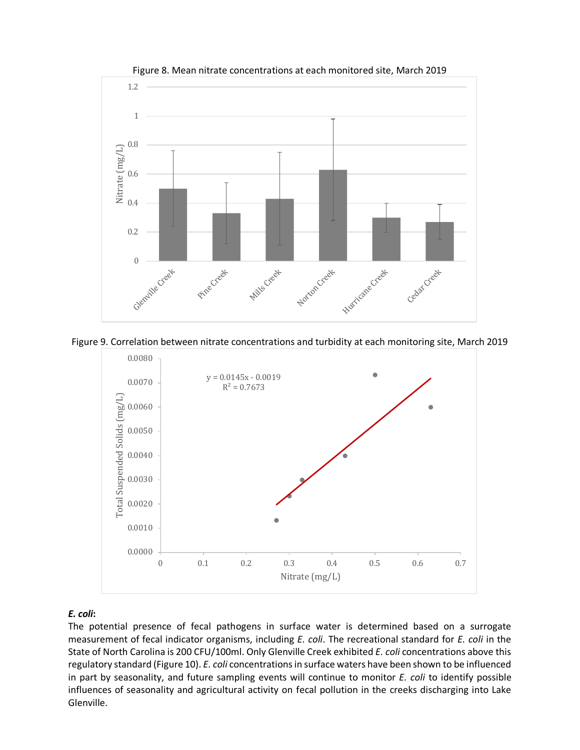Figure 8. Mean nitrate concentrations at each monitored site, March 2019

Figure 9. Correlation between nitrate concentrations and turbidity at each monitoring site, March 2019

***E. coli*:**

The potential presence of fecal pathogens in surface water is determined based on a surrogate measurement of fecal indicator organisms, including *E. coli*. The recreational standard for *E. coli* in the State of North Carolina is 200 CFU/100ml. Only Glenville Creek exhibited *E. coli* concentrations above this regulatory standard (Figure 10). *E. coli* concentrations in surface waters have been shown to be influenced in part by seasonality, and future sampling events will continue to monitor *E. coli* to identify possible influences of seasonality and agricultural activity on fecal pollution in the creeks discharging into Lake Glenville.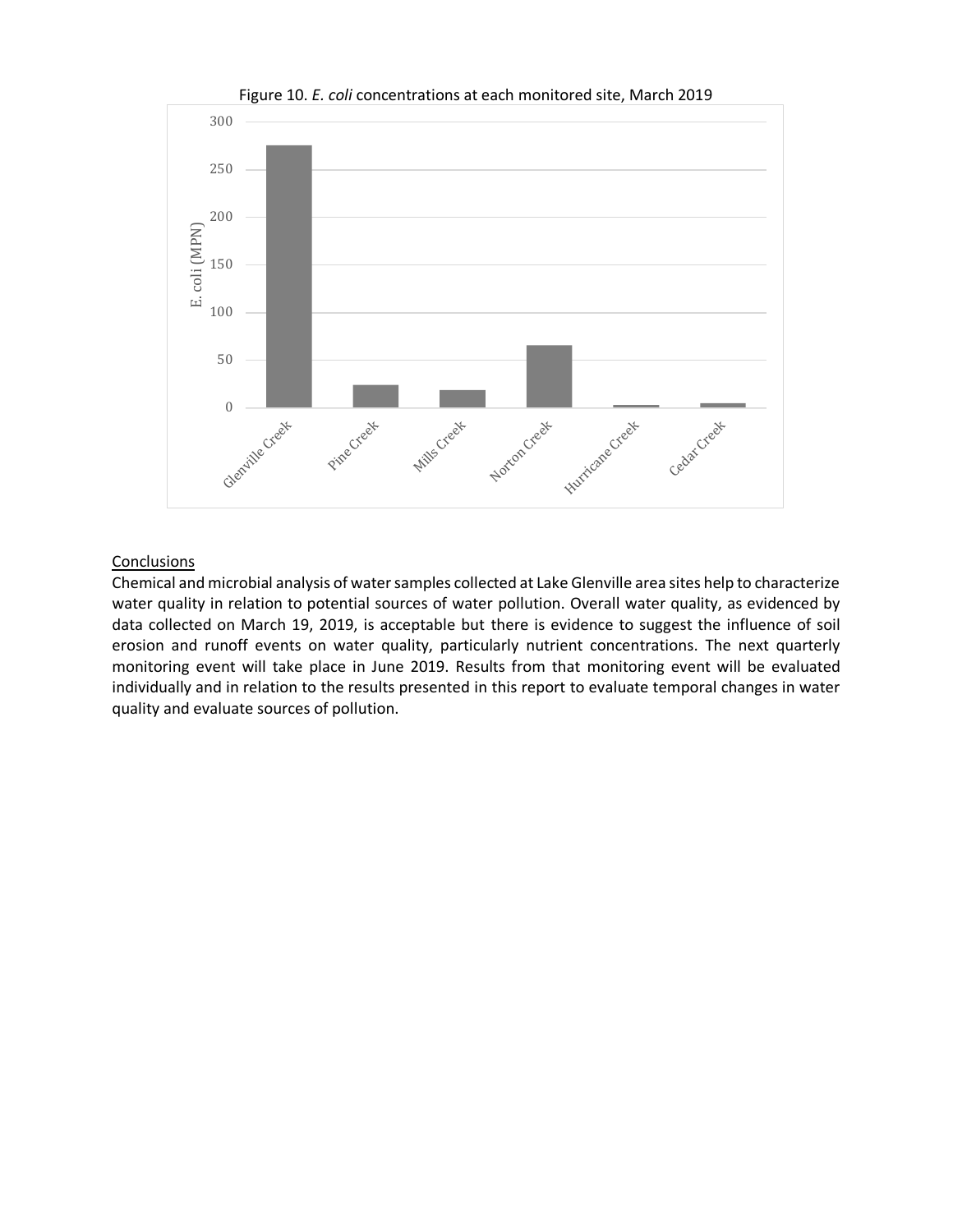Figure 10. *E. coli* concentrations at each monitored site, March 2019

E. coli (MPN)

300
250
200
150
100
50
0

Glenville Creek
Pine Creek
Mills Creek
Norton Creek
Hurricane Creek
Cedar Creek

## Conclusions

Chemical and microbial analysis of water samples collected at Lake Glenville area sites help to characterize water quality in relation to potential sources of water pollution. Overall water quality, as evidenced by data collected on March 19, 2019, is acceptable but there is evidence to suggest the influence of soil erosion and runoff events on water quality, particularly nutrient concentrations. The next quarterly monitoring event will take place in June 2019. Results from that monitoring event will be evaluated individually and in relation to the results presented in this report to evaluate temporal changes in water quality and evaluate sources of pollution.